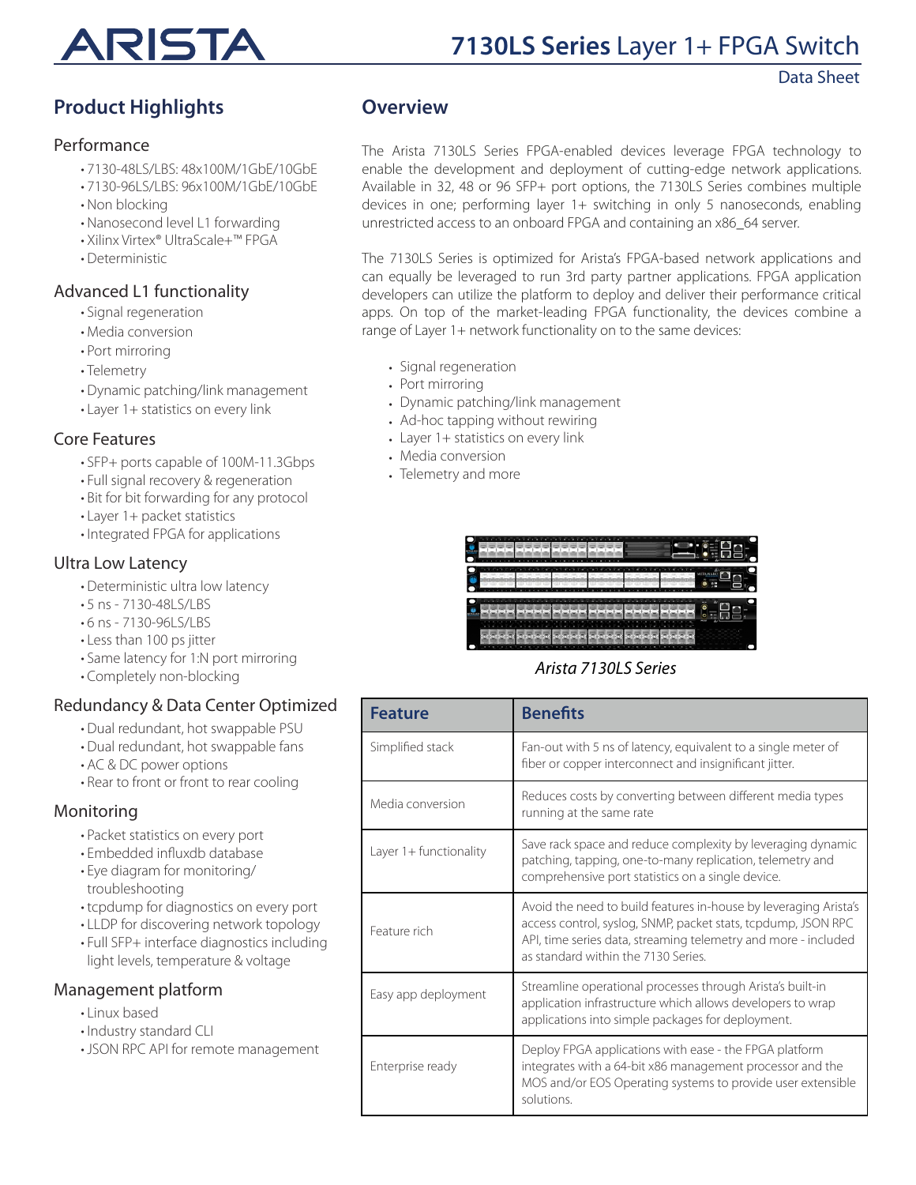# 7130LS Series Layer 1+ FPGA Switch

Data Sheet

## Product Highlights

### Performance

- 7130-48LS/LBS: 48x100M/1GbE/10GbE
- 7130-96LS/LBS: 96x100M/1GbE/10GbE
- Non blocking
- Nanosecond level L1 forwarding
- Xilinx Virtex® UltraScale+™ FPGA
- Deterministic

### Advanced L1 functionality

- Signal regeneration
- Media conversion
- Port mirroring
- Telemetry
- Dynamic patching/link management
- Layer 1+ statistics on every link

### Core Features

- SFP+ ports capable of 100M-11.3Gbps
- Full signal recovery & regeneration
- Bit for bit forwarding for any protocol
- Layer 1+ packet statistics
- Integrated FPGA for applications

### Ultra Low Latency

- Deterministic ultra low latency
- 5 ns - 7130-48LS/LBS
- 6 ns - 7130-96LS/LBS
- Less than 100 ps jitter
- Same latency for 1:N port mirroring
- Completely non-blocking

### Redundancy & Data Center Optimized

- Dual redundant, hot swappable PSU
- Dual redundant, hot swappable fans
- AC & DC power options
- Rear to front or front to rear cooling

### Monitoring

- Packet statistics on every port
- Embedded influxdb database
- Eye diagram for monitoring/ troubleshooting
- tcpdump for diagnostics on every port
- LLDP for discovering network topology
- Full SFP+ interface diagnostics including light levels, temperature & voltage

### Management platform

- Linux based
- Industry standard CLI
- JSON RPC API for remote management

## Overview

The Arista 7130LS Series FPGA-enabled devices leverage FPGA technology to enable the development and deployment of cutting-edge network applications. Available in 32, 48 or 96 SFP+ port options, the 7130LS Series combines multiple devices in one; performing layer 1+ switching in only 5 nanoseconds, enabling unrestricted access to an onboard FPGA and containing an x86_64 server.

The 7130LS Series is optimized for Arista's FPGA-based network applications and can equally be leveraged to run 3rd party partner applications. FPGA application developers can utilize the platform to deploy and deliver their performance critical apps. On top of the market-leading FPGA functionality, the devices combine a range of Layer 1+ network functionality on to the same devices:

- Signal regeneration
- Port mirroring
- Dynamic patching/link management
- Ad-hoc tapping without rewiring
- Layer 1+ statistics on every link
- Media conversion
- Telemetry and more

*Arista 7130LS Series*

| Feature | Benefits |
| --- | --- |
| Simplified stack | Fan-out with 5 ns of latency, equivalent to a single meter of fiber or copper interconnect and insignificant jitter. |
| Media conversion | Reduces costs by converting between different media types running at the same rate |
| Layer 1+ functionality | Save rack space and reduce complexity by leveraging dynamic patching, tapping, one-to-many replication, telemetry and comprehensive port statistics on a single device. |
| Feature rich | Avoid the need to build features in-house by leveraging Arista's access control, syslog, SNMP, packet stats, tcpdump, JSON RPC API, time series data, streaming telemetry and more - included as standard within the 7130 Series. |
| Easy app deployment | Streamline operational processes through Arista's built-in application infrastructure which allows developers to wrap applications into simple packages for deployment. |
| Enterprise ready | Deploy FPGA applications with ease - the FPGA platform integrates with a 64-bit x86 management processor and the MOS and/or EOS Operating systems to provide user extensible solutions. |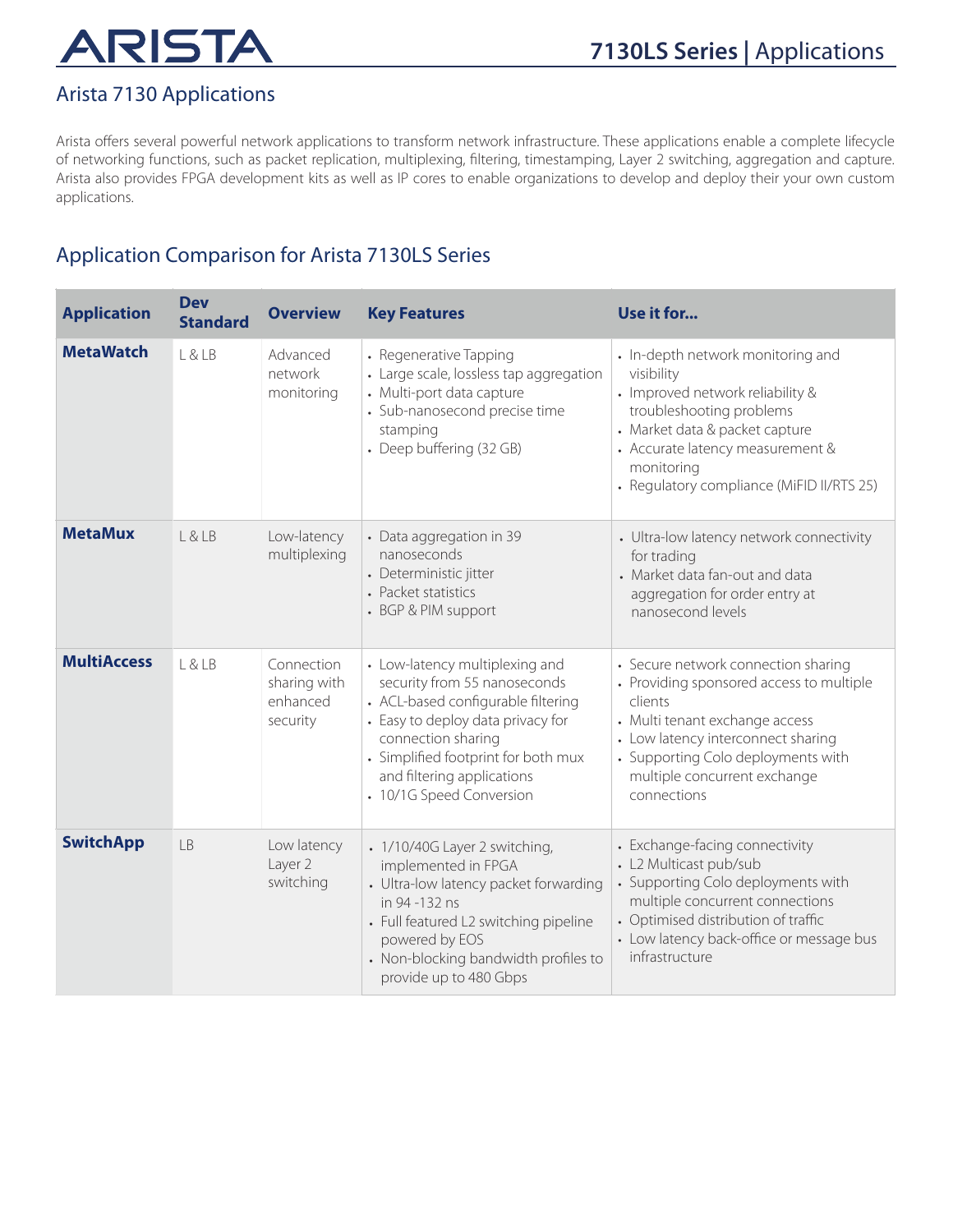## Arista 7130 Applications

Arista offers several powerful network applications to transform network infrastructure. These applications enable a complete lifecycle of networking functions, such as packet replication, multiplexing, filtering, timestamping, Layer 2 switching, aggregation and capture. Arista also provides FPGA development kits as well as IP cores to enable organizations to develop and deploy their your own custom applications.

## Application Comparison for Arista 7130LS Series

| Application | Dev Standard | Overview | Key Features | Use it for... |
|---|---|---|---|---|
| **MetaWatch** | L & LB | Advanced network monitoring | • Regenerative Tapping<br>• Large scale, lossless tap aggregation<br>• Multi-port data capture<br>• Sub-nanosecond precise time stamping<br>• Deep buffering (32 GB) | • In-depth network monitoring and visibility<br>• Improved network reliability & troubleshooting problems<br>• Market data & packet capture<br>• Accurate latency measurement & monitoring<br>• Regulatory compliance (MiFID II/RTS 25) |
| **MetaMux** | L & LB | Low-latency multiplexing | • Data aggregation in 39 nanoseconds<br>• Deterministic jitter<br>• Packet statistics<br>• BGP & PIM support | • Ultra-low latency network connectivity for trading<br>• Market data fan-out and data aggregation for order entry at nanosecond levels |
| **MultiAccess** | L & LB | Connection sharing with enhanced security | • Low-latency multiplexing and security from 55 nanoseconds<br>• ACL-based configurable filtering<br>• Easy to deploy data privacy for connection sharing<br>• Simplified footprint for both mux and filtering applications<br>• 10/1G Speed Conversion | • Secure network connection sharing<br>• Providing sponsored access to multiple clients<br>• Multi tenant exchange access<br>• Low latency interconnect sharing<br>• Supporting Colo deployments with multiple concurrent exchange connections |
| **SwitchApp** | LB | Low latency Layer 2 switching | • 1/10/40G Layer 2 switching, implemented in FPGA<br>• Ultra-low latency packet forwarding in 94 -132 ns<br>• Full featured L2 switching pipeline powered by EOS<br>• Non-blocking bandwidth profiles to provide up to 480 Gbps | • Exchange-facing connectivity<br>• L2 Multicast pub/sub<br>• Supporting Colo deployments with multiple concurrent connections<br>• Optimised distribution of traffic<br>• Low latency back-office or message bus infrastructure |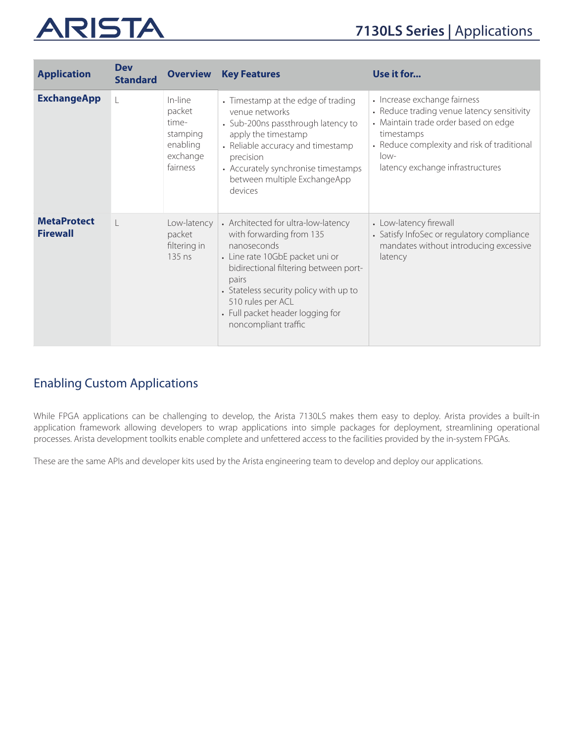| Application | Dev Standard | Overview | Key Features | Use it for... |
|---|---|---|---|---|
| **ExchangeApp** | L | In-line packet time-stamping enabling exchange fairness | • Timestamp at the edge of trading venue networks<br>• Sub-200ns passthrough latency to apply the timestamp<br>• Reliable accuracy and timestamp precision<br>• Accurately synchronise timestamps between multiple ExchangeApp devices | • Increase exchange fairness<br>• Reduce trading venue latency sensitivity<br>• Maintain trade order based on edge timestamps<br>• Reduce complexity and risk of traditional low-latency exchange infrastructures |
| **MetaProtect Firewall** | L | Low-latency packet filtering in 135 ns | • Architected for ultra-low-latency with forwarding from 135 nanoseconds<br>• Line rate 10GbE packet uni or bidirectional filtering between port-pairs<br>• Stateless security policy with up to 510 rules per ACL<br>• Full packet header logging for noncompliant traffic | • Low-latency firewall<br>• Satisfy InfoSec or regulatory compliance mandates without introducing excessive latency |

## Enabling Custom Applications

While FPGA applications can be challenging to develop, the Arista 7130LS makes them easy to deploy. Arista provides a built-in application framework allowing developers to wrap applications into simple packages for deployment, streamlining operational processes. Arista development toolkits enable complete and unfettered access to the facilities provided by the in-system FPGAs.

These are the same APIs and developer kits used by the Arista engineering team to develop and deploy our applications.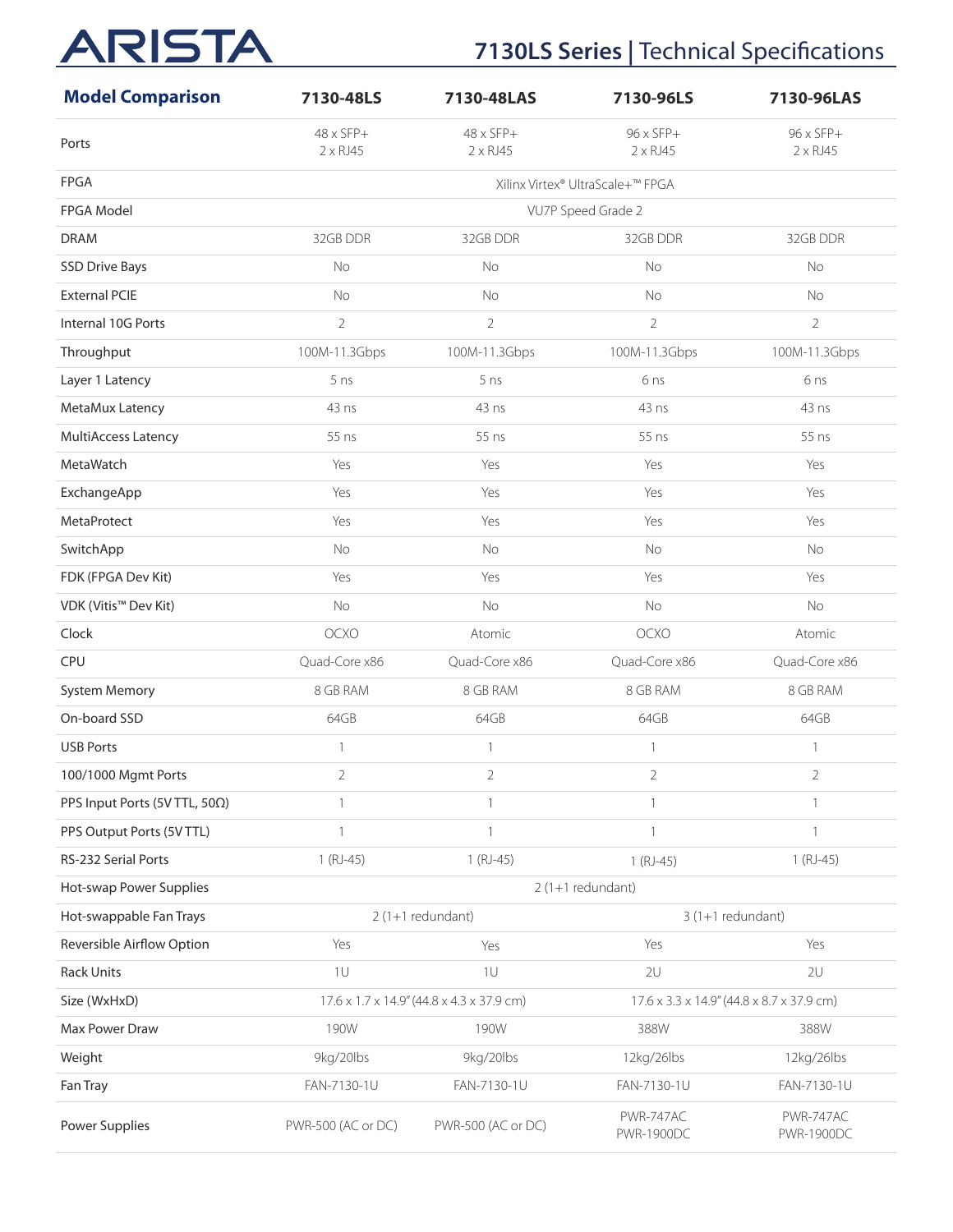## Model Comparison

| Model Comparison | 7130-48LS | 7130-48LAS | 7130-96LS | 7130-96LAS |
|---|---|---|---|---|
| Ports | 48 x SFP+<br>2 x RJ45 | 48 x SFP+<br>2 x RJ45 | 96 x SFP+<br>2 x RJ45 | 96 x SFP+<br>2 x RJ45 |
| FPGA | Xilinx Virtex® UltraScale+™ FPGA | | | |
| FPGA Model | VU7P Speed Grade 2 | | | |
| DRAM | 32GB DDR | 32GB DDR | 32GB DDR | 32GB DDR |
| SSD Drive Bays | No | No | No | No |
| External PCIE | No | No | No | No |
| Internal 10G Ports | 2 | 2 | 2 | 2 |
| Throughput | 100M-11.3Gbps | 100M-11.3Gbps | 100M-11.3Gbps | 100M-11.3Gbps |
| Layer 1 Latency | 5 ns | 5 ns | 6 ns | 6 ns |
| MetaMux Latency | 43 ns | 43 ns | 43 ns | 43 ns |
| MultiAccess Latency | 55 ns | 55 ns | 55 ns | 55 ns |
| MetaWatch | Yes | Yes | Yes | Yes |
| ExchangeApp | Yes | Yes | Yes | Yes |
| MetaProtect | Yes | Yes | Yes | Yes |
| SwitchApp | No | No | No | No |
| FDK (FPGA Dev Kit) | Yes | Yes | Yes | Yes |
| VDK (Vitis™ Dev Kit) | No | No | No | No |
| Clock | OCXO | Atomic | OCXO | Atomic |
| CPU | Quad-Core x86 | Quad-Core x86 | Quad-Core x86 | Quad-Core x86 |
| System Memory | 8 GB RAM | 8 GB RAM | 8 GB RAM | 8 GB RAM |
| On-board SSD | 64GB | 64GB | 64GB | 64GB |
| USB Ports | 1 | 1 | 1 | 1 |
| 100/1000 Mgmt Ports | 2 | 2 | 2 | 2 |
| PPS Input Ports (5V TTL, 50Ω) | 1 | 1 | 1 | 1 |
| PPS Output Ports (5V TTL) | 1 | 1 | 1 | 1 |
| RS-232 Serial Ports | 1 (RJ-45) | 1 (RJ-45) | 1 (RJ-45) | 1 (RJ-45) |
| Hot-swap Power Supplies | 2 (1+1 redundant) | | | |
| Hot-swappable Fan Trays | 2 (1+1 redundant) | | 3 (1+1 redundant) | |
| Reversible Airflow Option | Yes | Yes | Yes | Yes |
| Rack Units | 1U | 1U | 2U | 2U |
| Size (WxHxD) | 17.6 x 1.7 x 14.9" (44.8 x 4.3 x 37.9 cm) | | 17.6 x 3.3 x 14.9" (44.8 x 8.7 x 37.9 cm) | |
| Max Power Draw | 190W | 190W | 388W | 388W |
| Weight | 9kg/20lbs | 9kg/20lbs | 12kg/26lbs | 12kg/26lbs |
| Fan Tray | FAN-7130-1U | FAN-7130-1U | FAN-7130-1U | FAN-7130-1U |
| Power Supplies | PWR-500 (AC or DC) | PWR-500 (AC or DC) | PWR-747AC<br>PWR-1900DC | PWR-747AC<br>PWR-1900DC |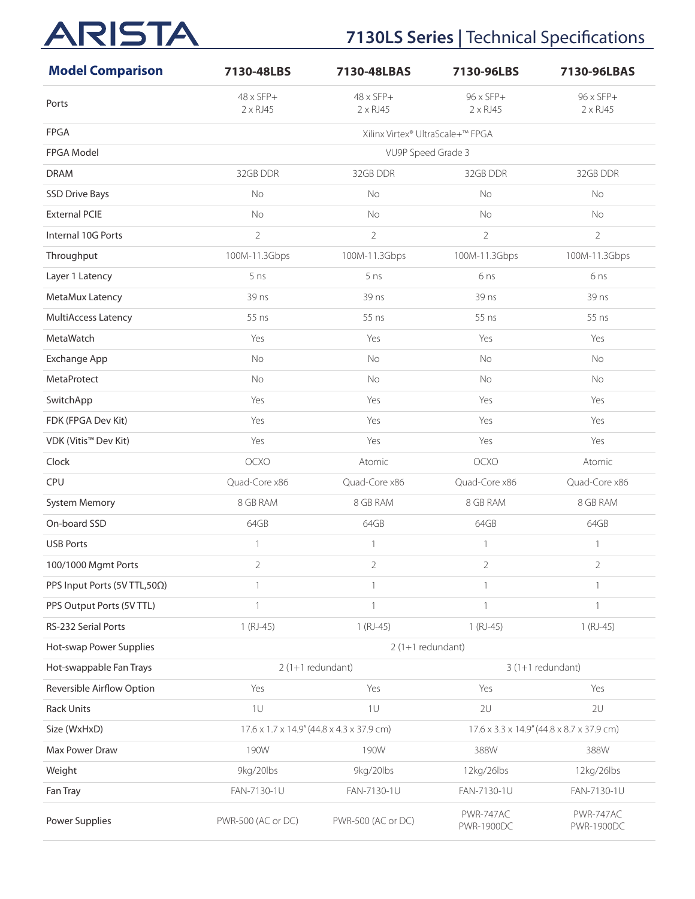## Model Comparison

| Model Comparison | 7130-48LBS | 7130-48LBAS | 7130-96LBS | 7130-96LBAS |
|---|---|---|---|---|
| Ports | 48 x SFP+<br>2 x RJ45 | 48 x SFP+<br>2 x RJ45 | 96 x SFP+<br>2 x RJ45 | 96 x SFP+<br>2 x RJ45 |
| FPGA | Xilinx Virtex® UltraScale+™ FPGA | | | |
| FPGA Model | VU9P Speed Grade 3 | | | |
| DRAM | 32GB DDR | 32GB DDR | 32GB DDR | 32GB DDR |
| SSD Drive Bays | No | No | No | No |
| External PCIE | No | No | No | No |
| Internal 10G Ports | 2 | 2 | 2 | 2 |
| Throughput | 100M-11.3Gbps | 100M-11.3Gbps | 100M-11.3Gbps | 100M-11.3Gbps |
| Layer 1 Latency | 5 ns | 5 ns | 6 ns | 6 ns |
| MetaMux Latency | 39 ns | 39 ns | 39 ns | 39 ns |
| MultiAccess Latency | 55 ns | 55 ns | 55 ns | 55 ns |
| MetaWatch | Yes | Yes | Yes | Yes |
| Exchange App | No | No | No | No |
| MetaProtect | No | No | No | No |
| SwitchApp | Yes | Yes | Yes | Yes |
| FDK (FPGA Dev Kit) | Yes | Yes | Yes | Yes |
| VDK (Vitis™ Dev Kit) | Yes | Yes | Yes | Yes |
| Clock | OCXO | Atomic | OCXO | Atomic |
| CPU | Quad-Core x86 | Quad-Core x86 | Quad-Core x86 | Quad-Core x86 |
| System Memory | 8 GB RAM | 8 GB RAM | 8 GB RAM | 8 GB RAM |
| On-board SSD | 64GB | 64GB | 64GB | 64GB |
| USB Ports | 1 | 1 | 1 | 1 |
| 100/1000 Mgmt Ports | 2 | 2 | 2 | 2 |
| PPS Input Ports (5V TTL,50Ω) | 1 | 1 | 1 | 1 |
| PPS Output Ports (5V TTL) | 1 | 1 | 1 | 1 |
| RS-232 Serial Ports | 1 (RJ-45) | 1 (RJ-45) | 1 (RJ-45) | 1 (RJ-45) |
| Hot-swap Power Supplies | 2 (1+1 redundant) | | | |
| Hot-swappable Fan Trays | 2 (1+1 redundant) | | 3 (1+1 redundant) | |
| Reversible Airflow Option | Yes | Yes | Yes | Yes |
| Rack Units | 1U | 1U | 2U | 2U |
| Size (WxHxD) | 17.6 x 1.7 x 14.9" (44.8 x 4.3 x 37.9 cm) | | 17.6 x 3.3 x 14.9" (44.8 x 8.7 x 37.9 cm) | |
| Max Power Draw | 190W | 190W | 388W | 388W |
| Weight | 9kg/20lbs | 9kg/20lbs | 12kg/26lbs | 12kg/26lbs |
| Fan Tray | FAN-7130-1U | FAN-7130-1U | FAN-7130-1U | FAN-7130-1U |
| Power Supplies | PWR-500 (AC or DC) | PWR-500 (AC or DC) | PWR-747AC<br>PWR-1900DC | PWR-747AC<br>PWR-1900DC |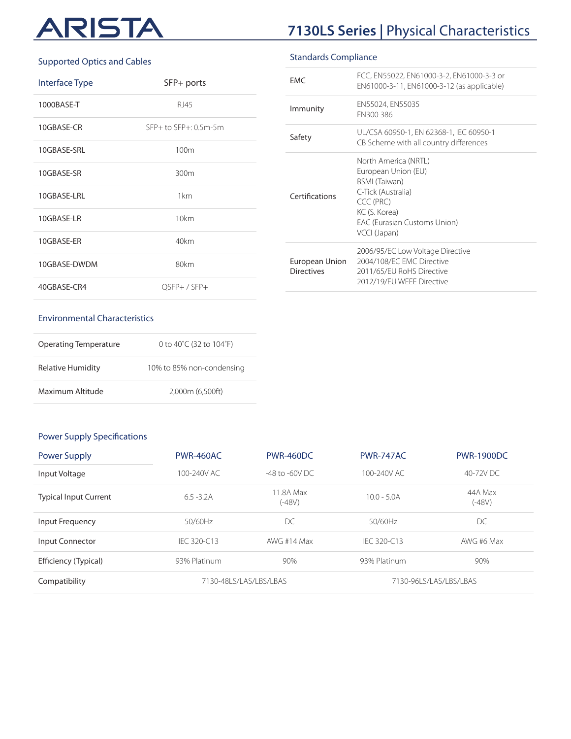## Supported Optics and Cables

| Interface Type | SFP+ ports |
| --- | --- |
| 1000BASE-T | RJ45 |
| 10GBASE-CR | SFP+ to SFP+: 0.5m-5m |
| 10GBASE-SRL | 100m |
| 10GBASE-SR | 300m |
| 10GBASE-LRL | 1km |
| 10GBASE-LR | 10km |
| 10GBASE-ER | 40km |
| 10GBASE-DWDM | 80km |
| 40GBASE-CR4 | QSFP+ / SFP+ |

## Environmental Characteristics

| | |
| --- | --- |
| Operating Temperature | 0 to 40˚C (32 to 104˚F) |
| Relative Humidity | 10% to 85% non-condensing |
| Maximum Altitude | 2,000m (6,500ft) |

## Standards Compliance

| | |
| --- | --- |
| EMC | FCC, EN55022, EN61000-3-2, EN61000-3-3 or EN61000-3-11, EN61000-3-12 (as applicable) |
| Immunity | EN55024, EN55035<br>EN300 386 |
| Safety | UL/CSA 60950-1, EN 62368-1, IEC 60950-1<br>CB Scheme with all country differences |
| Certifications | North America (NRTL)<br>European Union (EU)<br>BSMI (Taiwan)<br>C-Tick (Australia)<br>CCC (PRC)<br>KC (S. Korea)<br>EAC (Eurasian Customs Union)<br>VCCI (Japan) |
| European Union Directives | 2006/95/EC Low Voltage Directive<br>2004/108/EC EMC Directive<br>2011/65/EU RoHS Directive<br>2012/19/EU WEEE Directive |

## Power Supply Specifications

| Power Supply | PWR-460AC | PWR-460DC | PWR-747AC | PWR-1900DC |
| --- | --- | --- | --- | --- |
| Input Voltage | 100-240V AC | -48 to -60V DC | 100-240V AC | 40-72V DC |
| Typical Input Current | 6.5 -3.2A | 11.8A Max (-48V) | 10.0 - 5.0A | 44A Max (-48V) |
| Input Frequency | 50/60Hz | DC | 50/60Hz | DC |
| Input Connector | IEC 320-C13 | AWG #14 Max | IEC 320-C13 | AWG #6 Max |
| Efficiency (Typical) | 93% Platinum | 90% | 93% Platinum | 90% |
| Compatibility | 7130-48LS/LAS/LBS/LBAS | | 7130-96LS/LAS/LBS/LBAS | |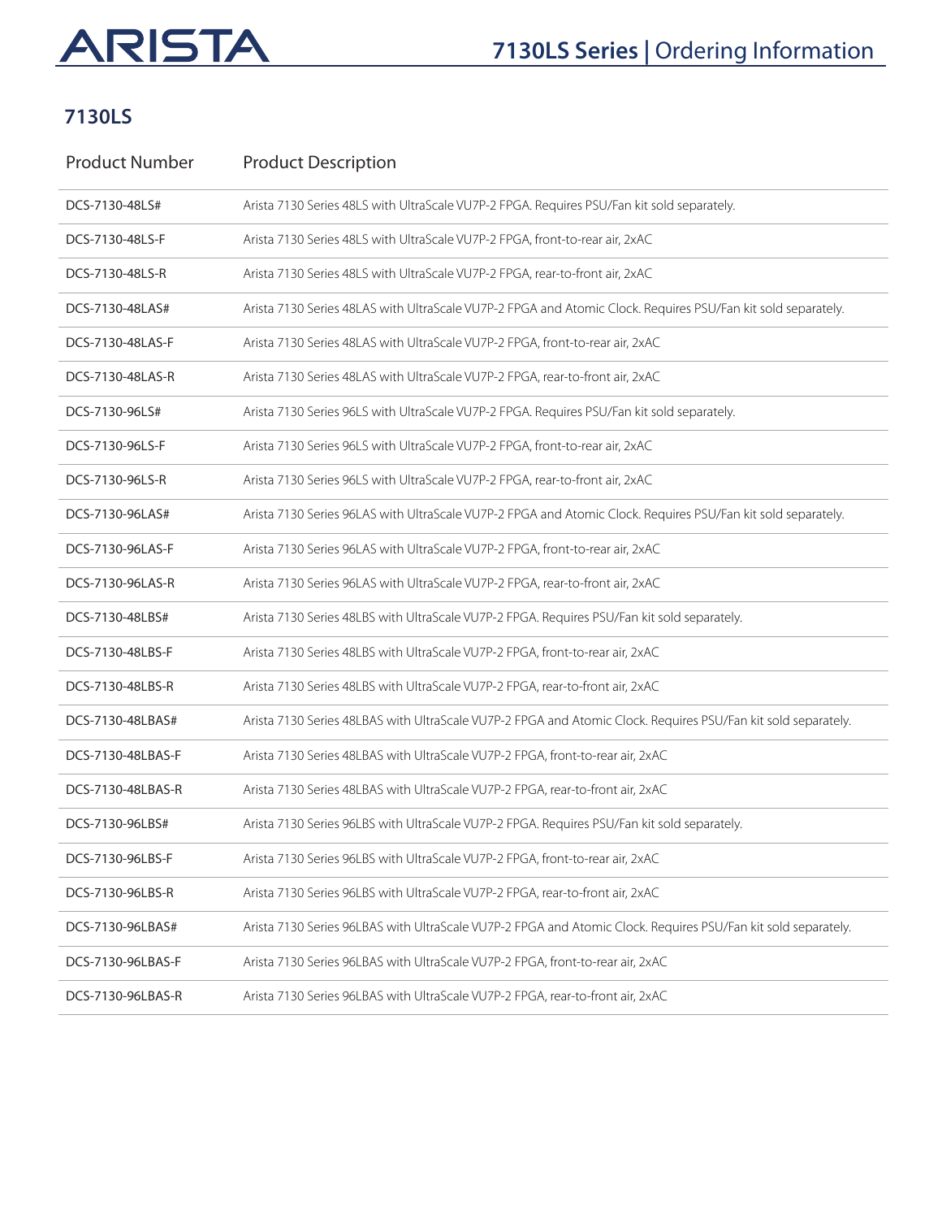## 7130LS

| Product Number | Product Description |
| --- | --- |
| DCS-7130-48LS# | Arista 7130 Series 48LS with UltraScale VU7P-2 FPGA. Requires PSU/Fan kit sold separately. |
| DCS-7130-48LS-F | Arista 7130 Series 48LS with UltraScale VU7P-2 FPGA, front-to-rear air, 2xAC |
| DCS-7130-48LS-R | Arista 7130 Series 48LS with UltraScale VU7P-2 FPGA, rear-to-front air, 2xAC |
| DCS-7130-48LAS# | Arista 7130 Series 48LAS with UltraScale VU7P-2 FPGA and Atomic Clock. Requires PSU/Fan kit sold separately. |
| DCS-7130-48LAS-F | Arista 7130 Series 48LAS with UltraScale VU7P-2 FPGA, front-to-rear air, 2xAC |
| DCS-7130-48LAS-R | Arista 7130 Series 48LAS with UltraScale VU7P-2 FPGA, rear-to-front air, 2xAC |
| DCS-7130-96LS# | Arista 7130 Series 96LS with UltraScale VU7P-2 FPGA. Requires PSU/Fan kit sold separately. |
| DCS-7130-96LS-F | Arista 7130 Series 96LS with UltraScale VU7P-2 FPGA, front-to-rear air, 2xAC |
| DCS-7130-96LS-R | Arista 7130 Series 96LS with UltraScale VU7P-2 FPGA, rear-to-front air, 2xAC |
| DCS-7130-96LAS# | Arista 7130 Series 96LAS with UltraScale VU7P-2 FPGA and Atomic Clock. Requires PSU/Fan kit sold separately. |
| DCS-7130-96LAS-F | Arista 7130 Series 96LAS with UltraScale VU7P-2 FPGA, front-to-rear air, 2xAC |
| DCS-7130-96LAS-R | Arista 7130 Series 96LAS with UltraScale VU7P-2 FPGA, rear-to-front air, 2xAC |
| DCS-7130-48LBS# | Arista 7130 Series 48LBS with UltraScale VU7P-2 FPGA. Requires PSU/Fan kit sold separately. |
| DCS-7130-48LBS-F | Arista 7130 Series 48LBS with UltraScale VU7P-2 FPGA, front-to-rear air, 2xAC |
| DCS-7130-48LBS-R | Arista 7130 Series 48LBS with UltraScale VU7P-2 FPGA, rear-to-front air, 2xAC |
| DCS-7130-48LBAS# | Arista 7130 Series 48LBAS with UltraScale VU7P-2 FPGA and Atomic Clock. Requires PSU/Fan kit sold separately. |
| DCS-7130-48LBAS-F | Arista 7130 Series 48LBAS with UltraScale VU7P-2 FPGA, front-to-rear air, 2xAC |
| DCS-7130-48LBAS-R | Arista 7130 Series 48LBAS with UltraScale VU7P-2 FPGA, rear-to-front air, 2xAC |
| DCS-7130-96LBS# | Arista 7130 Series 96LBS with UltraScale VU7P-2 FPGA. Requires PSU/Fan kit sold separately. |
| DCS-7130-96LBS-F | Arista 7130 Series 96LBS with UltraScale VU7P-2 FPGA, front-to-rear air, 2xAC |
| DCS-7130-96LBS-R | Arista 7130 Series 96LBS with UltraScale VU7P-2 FPGA, rear-to-front air, 2xAC |
| DCS-7130-96LBAS# | Arista 7130 Series 96LBAS with UltraScale VU7P-2 FPGA and Atomic Clock. Requires PSU/Fan kit sold separately. |
| DCS-7130-96LBAS-F | Arista 7130 Series 96LBAS with UltraScale VU7P-2 FPGA, front-to-rear air, 2xAC |
| DCS-7130-96LBAS-R | Arista 7130 Series 96LBAS with UltraScale VU7P-2 FPGA, rear-to-front air, 2xAC |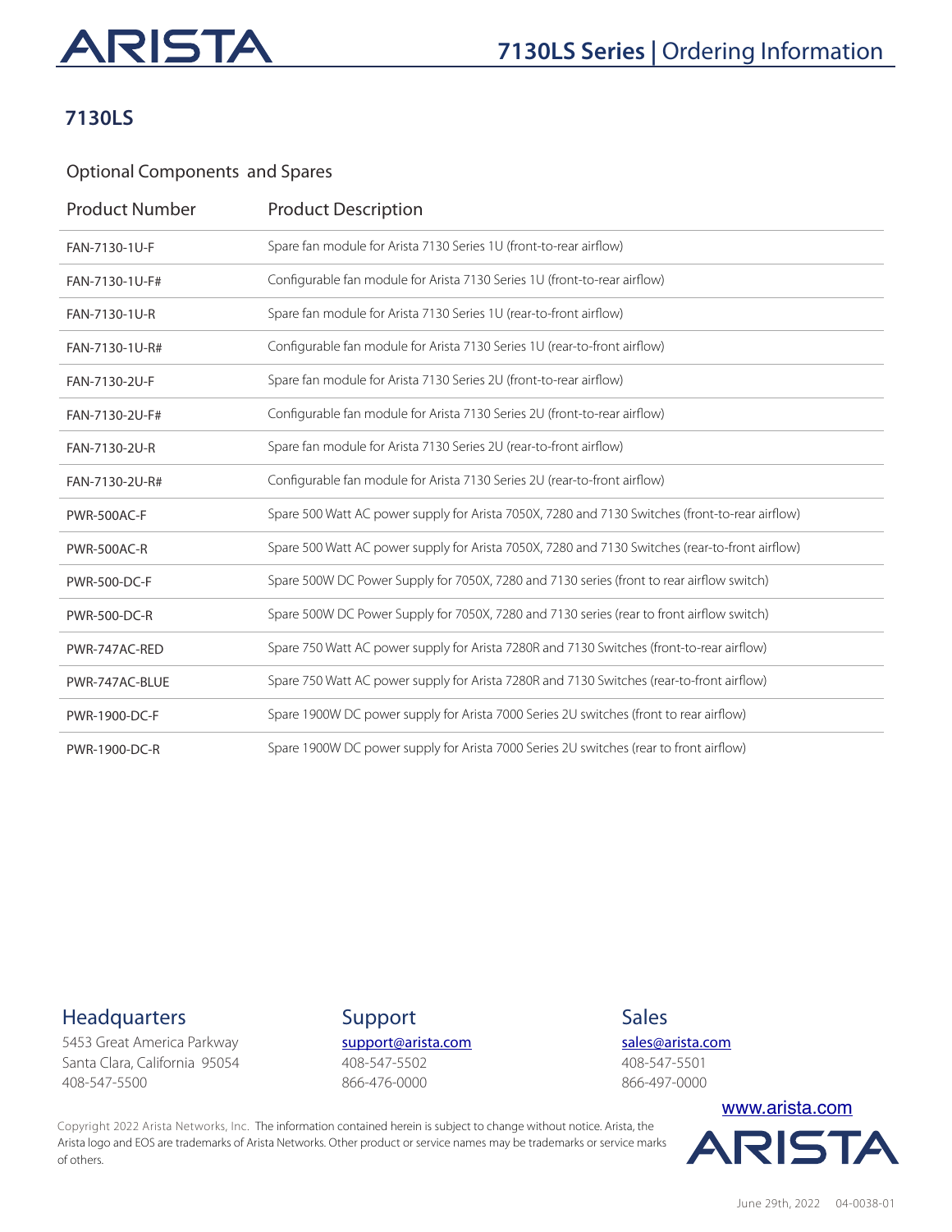## 7130LS

### Optional Components and Spares

| Product Number | Product Description |
|---|---|
| FAN-7130-1U-F | Spare fan module for Arista 7130 Series 1U (front-to-rear airflow) |
| FAN-7130-1U-F# | Configurable fan module for Arista 7130 Series 1U (front-to-rear airflow) |
| FAN-7130-1U-R | Spare fan module for Arista 7130 Series 1U (rear-to-front airflow) |
| FAN-7130-1U-R# | Configurable fan module for Arista 7130 Series 1U (rear-to-front airflow) |
| FAN-7130-2U-F | Spare fan module for Arista 7130 Series 2U (front-to-rear airflow) |
| FAN-7130-2U-F# | Configurable fan module for Arista 7130 Series 2U (front-to-rear airflow) |
| FAN-7130-2U-R | Spare fan module for Arista 7130 Series 2U (rear-to-front airflow) |
| FAN-7130-2U-R# | Configurable fan module for Arista 7130 Series 2U (rear-to-front airflow) |
| PWR-500AC-F | Spare 500 Watt AC power supply for Arista 7050X, 7280 and 7130 Switches (front-to-rear airflow) |
| PWR-500AC-R | Spare 500 Watt AC power supply for Arista 7050X, 7280 and 7130 Switches (rear-to-front airflow) |
| PWR-500-DC-F | Spare 500W DC Power Supply for 7050X, 7280 and 7130 series (front to rear airflow switch) |
| PWR-500-DC-R | Spare 500W DC Power Supply for 7050X, 7280 and 7130 series (rear to front airflow switch) |
| PWR-747AC-RED | Spare 750 Watt AC power supply for Arista 7280R and 7130 Switches (front-to-rear airflow) |
| PWR-747AC-BLUE | Spare 750 Watt AC power supply for Arista 7280R and 7130 Switches (rear-to-front airflow) |
| PWR-1900-DC-F | Spare 1900W DC power supply for Arista 7000 Series 2U switches (front to rear airflow) |
| PWR-1900-DC-R | Spare 1900W DC power supply for Arista 7000 Series 2U switches (rear to front airflow) |

**Headquarters**
5453 Great America Parkway
Santa Clara, California 95054
408-547-5500

**Support**
support@arista.com
408-547-5502
866-476-0000

**Sales**
sales@arista.com
408-547-5501
866-497-0000

www.arista.com

Copyright 2022 Arista Networks, Inc. The information contained herein is subject to change without notice. Arista, the Arista logo and EOS are trademarks of Arista Networks. Other product or service names may be trademarks or service marks of others.

June 29th, 2022 04-0038-01